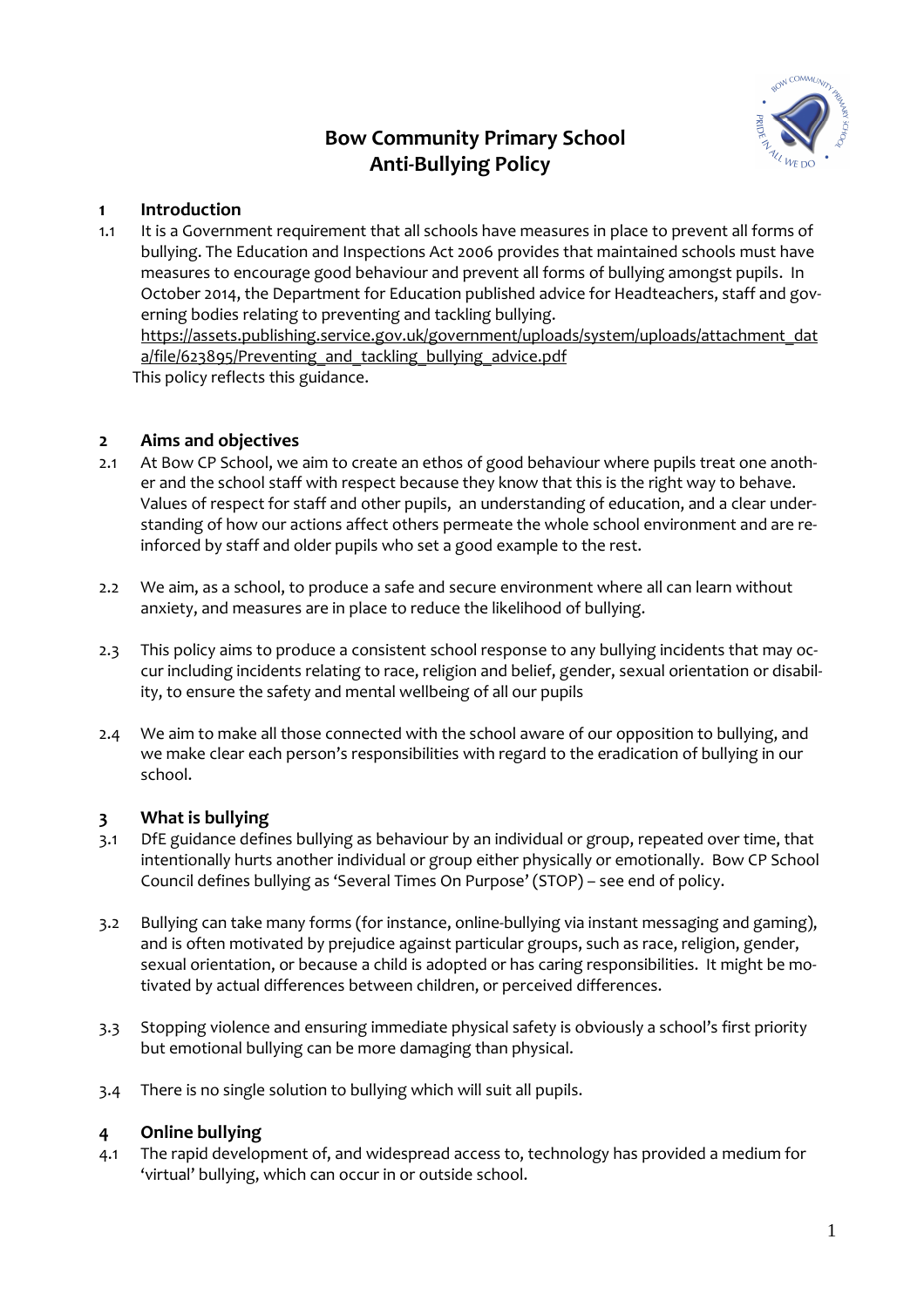# Bow Community Primary School
# Anti-Bullying Policy

## 1 Introduction

1.1 It is a Government requirement that all schools have measures in place to prevent all forms of bullying. The Education and Inspections Act 2006 provides that maintained schools must have measures to encourage good behaviour and prevent all forms of bullying amongst pupils. In October 2014, the Department for Education published advice for Headteachers, staff and governing bodies relating to preventing and tackling bullying. https://assets.publishing.service.gov.uk/government/uploads/system/uploads/attachment_data/file/623895/Preventing_and_tackling_bullying_advice.pdf
This policy reflects this guidance.

## 2 Aims and objectives

2.1 At Bow CP School, we aim to create an ethos of good behaviour where pupils treat one another and the school staff with respect because they know that this is the right way to behave. Values of respect for staff and other pupils, an understanding of education, and a clear understanding of how our actions affect others permeate the whole school environment and are reinforced by staff and older pupils who set a good example to the rest.

2.2 We aim, as a school, to produce a safe and secure environment where all can learn without anxiety, and measures are in place to reduce the likelihood of bullying.

2.3 This policy aims to produce a consistent school response to any bullying incidents that may occur including incidents relating to race, religion and belief, gender, sexual orientation or disability, to ensure the safety and mental wellbeing of all our pupils

2.4 We aim to make all those connected with the school aware of our opposition to bullying, and we make clear each person's responsibilities with regard to the eradication of bullying in our school.

## 3 What is bullying

3.1 DfE guidance defines bullying as behaviour by an individual or group, repeated over time, that intentionally hurts another individual or group either physically or emotionally. Bow CP School Council defines bullying as 'Several Times On Purpose' (STOP) – see end of policy.

3.2 Bullying can take many forms (for instance, online-bullying via instant messaging and gaming), and is often motivated by prejudice against particular groups, such as race, religion, gender, sexual orientation, or because a child is adopted or has caring responsibilities. It might be motivated by actual differences between children, or perceived differences.

3.3 Stopping violence and ensuring immediate physical safety is obviously a school's first priority but emotional bullying can be more damaging than physical.

3.4 There is no single solution to bullying which will suit all pupils.

## 4 Online bullying

4.1 The rapid development of, and widespread access to, technology has provided a medium for 'virtual' bullying, which can occur in or outside school.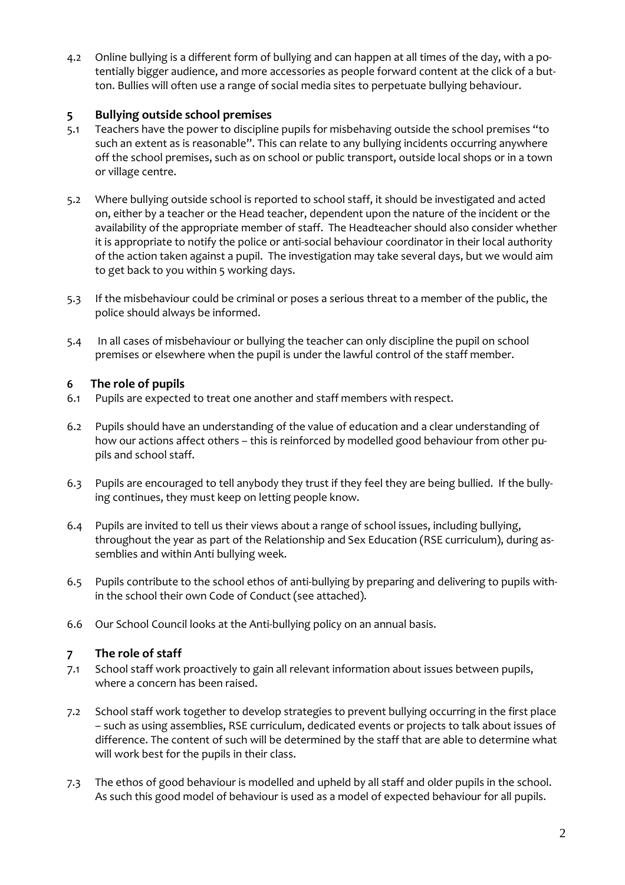4.2 Online bullying is a different form of bullying and can happen at all times of the day, with a potentially bigger audience, and more accessories as people forward content at the click of a button. Bullies will often use a range of social media sites to perpetuate bullying behaviour.

## 5 Bullying outside school premises

5.1 Teachers have the power to discipline pupils for misbehaving outside the school premises "to such an extent as is reasonable". This can relate to any bullying incidents occurring anywhere off the school premises, such as on school or public transport, outside local shops or in a town or village centre.

5.2 Where bullying outside school is reported to school staff, it should be investigated and acted on, either by a teacher or the Head teacher, dependent upon the nature of the incident or the availability of the appropriate member of staff. The Headteacher should also consider whether it is appropriate to notify the police or anti-social behaviour coordinator in their local authority of the action taken against a pupil. The investigation may take several days, but we would aim to get back to you within 5 working days.

5.3 If the misbehaviour could be criminal or poses a serious threat to a member of the public, the police should always be informed.

5.4 In all cases of misbehaviour or bullying the teacher can only discipline the pupil on school premises or elsewhere when the pupil is under the lawful control of the staff member.

## 6 The role of pupils

6.1 Pupils are expected to treat one another and staff members with respect.

6.2 Pupils should have an understanding of the value of education and a clear understanding of how our actions affect others – this is reinforced by modelled good behaviour from other pupils and school staff.

6.3 Pupils are encouraged to tell anybody they trust if they feel they are being bullied. If the bullying continues, they must keep on letting people know.

6.4 Pupils are invited to tell us their views about a range of school issues, including bullying, throughout the year as part of the Relationship and Sex Education (RSE curriculum), during assemblies and within Anti bullying week.

6.5 Pupils contribute to the school ethos of anti-bullying by preparing and delivering to pupils within the school their own Code of Conduct (see attached).

6.6 Our School Council looks at the Anti-bullying policy on an annual basis.

## 7 The role of staff

7.1 School staff work proactively to gain all relevant information about issues between pupils, where a concern has been raised.

7.2 School staff work together to develop strategies to prevent bullying occurring in the first place – such as using assemblies, RSE curriculum, dedicated events or projects to talk about issues of difference. The content of such will be determined by the staff that are able to determine what will work best for the pupils in their class.

7.3 The ethos of good behaviour is modelled and upheld by all staff and older pupils in the school. As such this good model of behaviour is used as a model of expected behaviour for all pupils.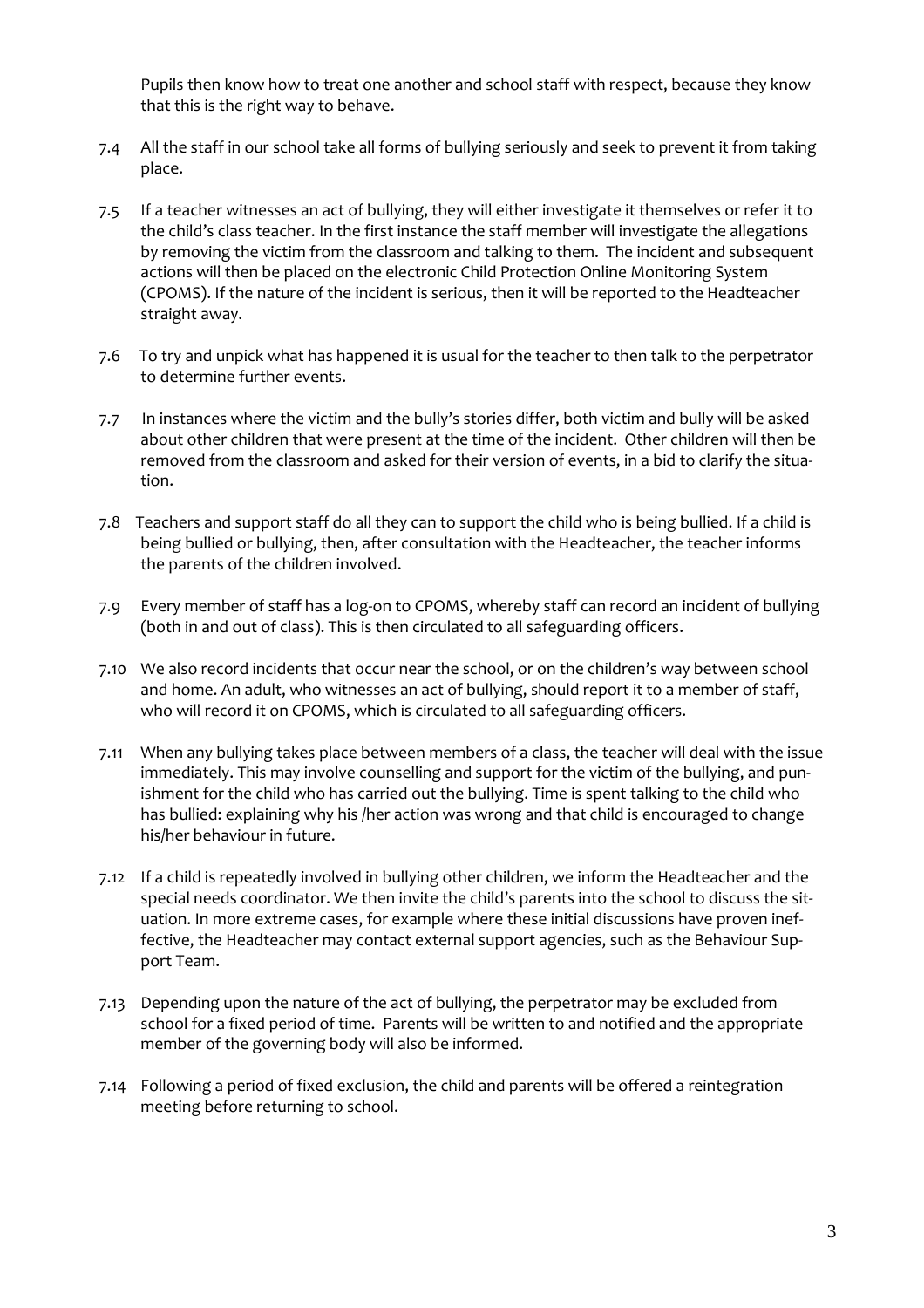Pupils then know how to treat one another and school staff with respect, because they know that this is the right way to behave.

7.4 All the staff in our school take all forms of bullying seriously and seek to prevent it from taking place.

7.5 If a teacher witnesses an act of bullying, they will either investigate it themselves or refer it to the child's class teacher. In the first instance the staff member will investigate the allegations by removing the victim from the classroom and talking to them. The incident and subsequent actions will then be placed on the electronic Child Protection Online Monitoring System (CPOMS). If the nature of the incident is serious, then it will be reported to the Headteacher straight away.

7.6 To try and unpick what has happened it is usual for the teacher to then talk to the perpetrator to determine further events.

7.7 In instances where the victim and the bully's stories differ, both victim and bully will be asked about other children that were present at the time of the incident. Other children will then be removed from the classroom and asked for their version of events, in a bid to clarify the situation.

7.8 Teachers and support staff do all they can to support the child who is being bullied. If a child is being bullied or bullying, then, after consultation with the Headteacher, the teacher informs the parents of the children involved.

7.9 Every member of staff has a log-on to CPOMS, whereby staff can record an incident of bullying (both in and out of class). This is then circulated to all safeguarding officers.

7.10 We also record incidents that occur near the school, or on the children's way between school and home. An adult, who witnesses an act of bullying, should report it to a member of staff, who will record it on CPOMS, which is circulated to all safeguarding officers.

7.11 When any bullying takes place between members of a class, the teacher will deal with the issue immediately. This may involve counselling and support for the victim of the bullying, and punishment for the child who has carried out the bullying. Time is spent talking to the child who has bullied: explaining why his /her action was wrong and that child is encouraged to change his/her behaviour in future.

7.12 If a child is repeatedly involved in bullying other children, we inform the Headteacher and the special needs coordinator. We then invite the child's parents into the school to discuss the situation. In more extreme cases, for example where these initial discussions have proven ineffective, the Headteacher may contact external support agencies, such as the Behaviour Support Team.

7.13 Depending upon the nature of the act of bullying, the perpetrator may be excluded from school for a fixed period of time. Parents will be written to and notified and the appropriate member of the governing body will also be informed.

7.14 Following a period of fixed exclusion, the child and parents will be offered a reintegration meeting before returning to school.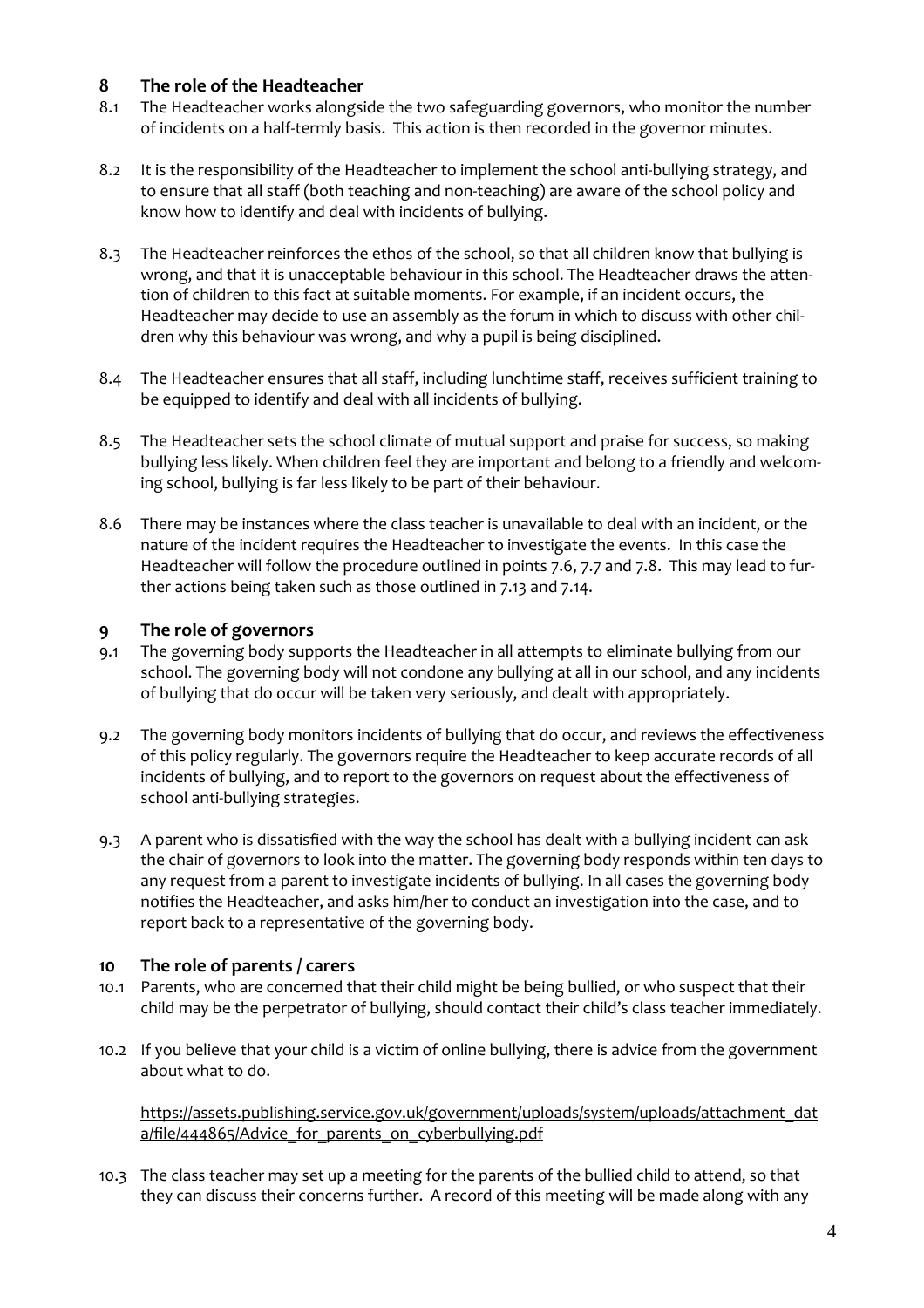## 8 The role of the Headteacher

8.1 The Headteacher works alongside the two safeguarding governors, who monitor the number of incidents on a half-termly basis. This action is then recorded in the governor minutes.

8.2 It is the responsibility of the Headteacher to implement the school anti-bullying strategy, and to ensure that all staff (both teaching and non-teaching) are aware of the school policy and know how to identify and deal with incidents of bullying.

8.3 The Headteacher reinforces the ethos of the school, so that all children know that bullying is wrong, and that it is unacceptable behaviour in this school. The Headteacher draws the attention of children to this fact at suitable moments. For example, if an incident occurs, the Headteacher may decide to use an assembly as the forum in which to discuss with other children why this behaviour was wrong, and why a pupil is being disciplined.

8.4 The Headteacher ensures that all staff, including lunchtime staff, receives sufficient training to be equipped to identify and deal with all incidents of bullying.

8.5 The Headteacher sets the school climate of mutual support and praise for success, so making bullying less likely. When children feel they are important and belong to a friendly and welcoming school, bullying is far less likely to be part of their behaviour.

8.6 There may be instances where the class teacher is unavailable to deal with an incident, or the nature of the incident requires the Headteacher to investigate the events. In this case the Headteacher will follow the procedure outlined in points 7.6, 7.7 and 7.8. This may lead to further actions being taken such as those outlined in 7.13 and 7.14.

## 9 The role of governors

9.1 The governing body supports the Headteacher in all attempts to eliminate bullying from our school. The governing body will not condone any bullying at all in our school, and any incidents of bullying that do occur will be taken very seriously, and dealt with appropriately.

9.2 The governing body monitors incidents of bullying that do occur, and reviews the effectiveness of this policy regularly. The governors require the Headteacher to keep accurate records of all incidents of bullying, and to report to the governors on request about the effectiveness of school anti-bullying strategies.

9.3 A parent who is dissatisfied with the way the school has dealt with a bullying incident can ask the chair of governors to look into the matter. The governing body responds within ten days to any request from a parent to investigate incidents of bullying. In all cases the governing body notifies the Headteacher, and asks him/her to conduct an investigation into the case, and to report back to a representative of the governing body.

## 10 The role of parents / carers

10.1 Parents, who are concerned that their child might be being bullied, or who suspect that their child may be the perpetrator of bullying, should contact their child's class teacher immediately.

10.2 If you believe that your child is a victim of online bullying, there is advice from the government about what to do.

https://assets.publishing.service.gov.uk/government/uploads/system/uploads/attachment_data/file/444865/Advice_for_parents_on_cyberbullying.pdf

10.3 The class teacher may set up a meeting for the parents of the bullied child to attend, so that they can discuss their concerns further. A record of this meeting will be made along with any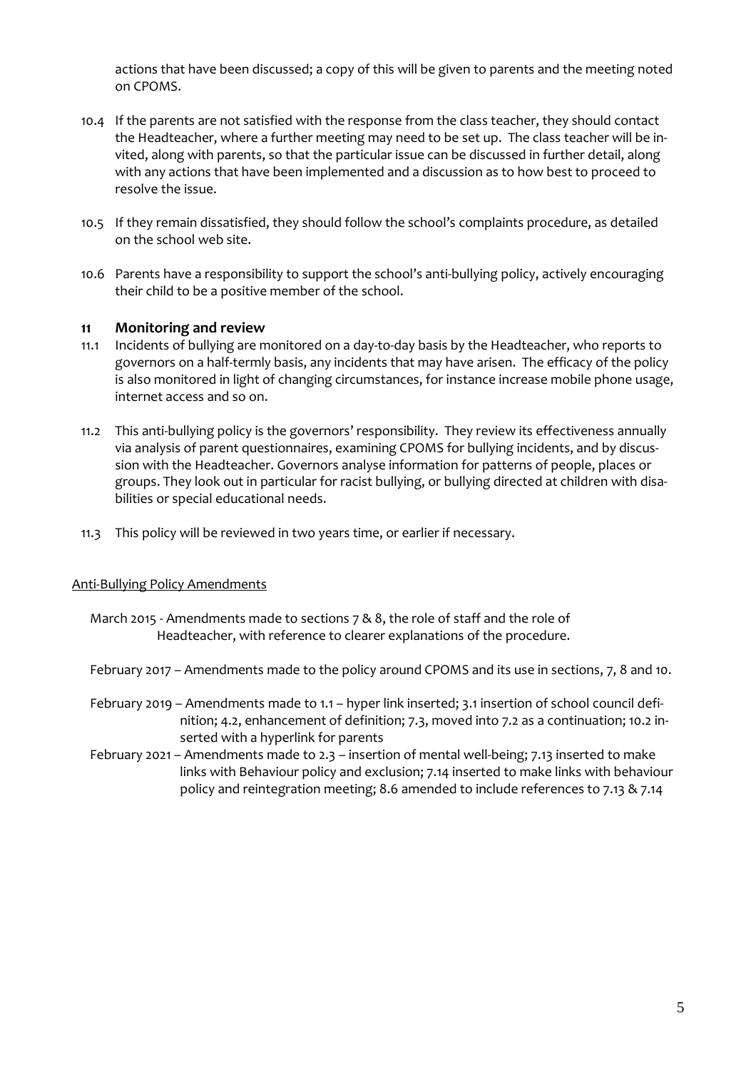actions that have been discussed; a copy of this will be given to parents and the meeting noted on CPOMS.

10.4 If the parents are not satisfied with the response from the class teacher, they should contact the Headteacher, where a further meeting may need to be set up. The class teacher will be invited, along with parents, so that the particular issue can be discussed in further detail, along with any actions that have been implemented and a discussion as to how best to proceed to resolve the issue.

10.5 If they remain dissatisfied, they should follow the school's complaints procedure, as detailed on the school web site.

10.6 Parents have a responsibility to support the school's anti-bullying policy, actively encouraging their child to be a positive member of the school.

## 11 Monitoring and review

11.1 Incidents of bullying are monitored on a day-to-day basis by the Headteacher, who reports to governors on a half-termly basis, any incidents that may have arisen. The efficacy of the policy is also monitored in light of changing circumstances, for instance increase mobile phone usage, internet access and so on.

11.2 This anti-bullying policy is the governors' responsibility. They review its effectiveness annually via analysis of parent questionnaires, examining CPOMS for bullying incidents, and by discussion with the Headteacher. Governors analyse information for patterns of people, places or groups. They look out in particular for racist bullying, or bullying directed at children with disabilities or special educational needs.

11.3 This policy will be reviewed in two years time, or earlier if necessary.

Anti-Bullying Policy Amendments

March 2015 - Amendments made to sections 7 & 8, the role of staff and the role of Headteacher, with reference to clearer explanations of the procedure.

February 2017 – Amendments made to the policy around CPOMS and its use in sections, 7, 8 and 10.

February 2019 – Amendments made to 1.1 – hyper link inserted; 3.1 insertion of school council definition; 4.2, enhancement of definition; 7.3, moved into 7.2 as a continuation; 10.2 inserted with a hyperlink for parents

February 2021 – Amendments made to 2.3 – insertion of mental well-being; 7.13 inserted to make links with Behaviour policy and exclusion; 7.14 inserted to make links with behaviour policy and reintegration meeting; 8.6 amended to include references to 7.13 & 7.14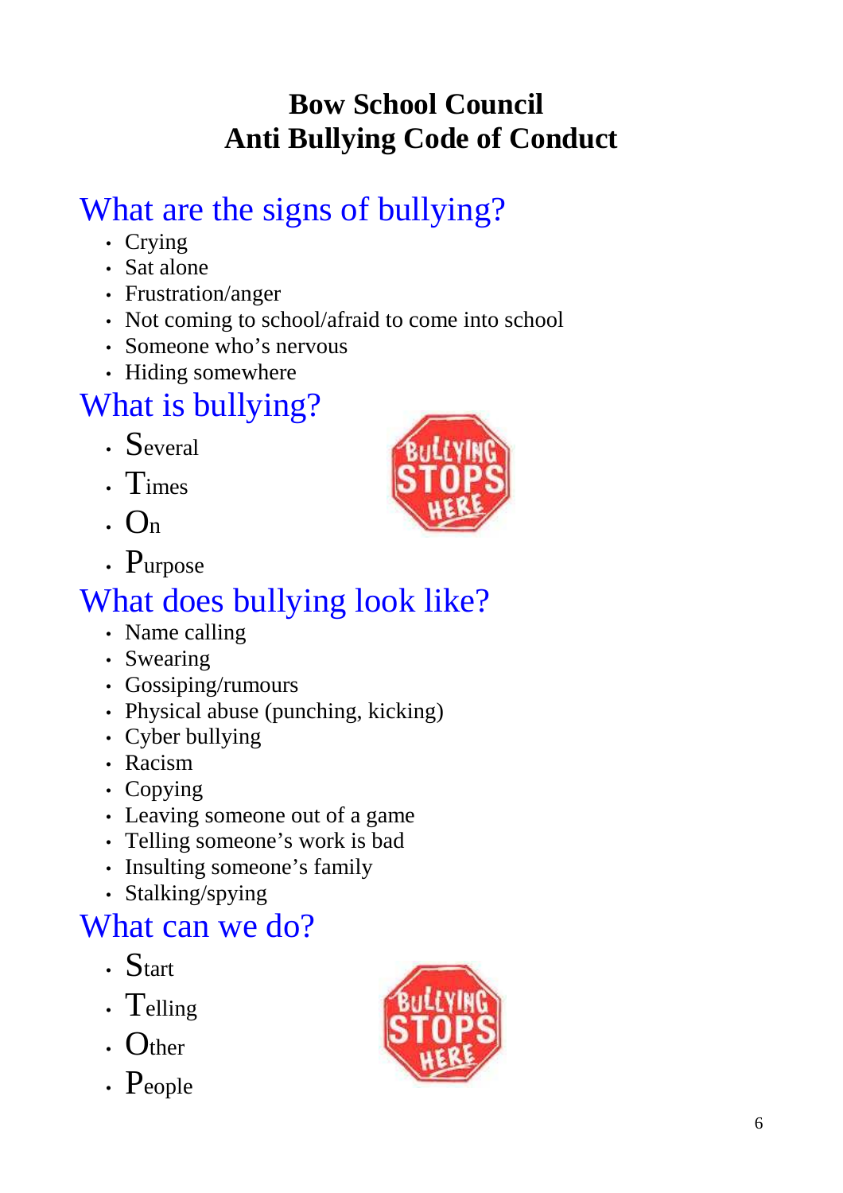# Bow School Council
# Anti Bullying Code of Conduct

## What are the signs of bullying?

- Crying
- Sat alone
- Frustration/anger
- Not coming to school/afraid to come into school
- Someone who's nervous
- Hiding somewhere

## What is bullying?

- Several
- Times
- On
- Purpose

## What does bullying look like?

- Name calling
- Swearing
- Gossiping/rumours
- Physical abuse (punching, kicking)
- Cyber bullying
- Racism
- Copying
- Leaving someone out of a game
- Telling someone's work is bad
- Insulting someone's family
- Stalking/spying

## What can we do?

- Start
- Telling
- Other
- People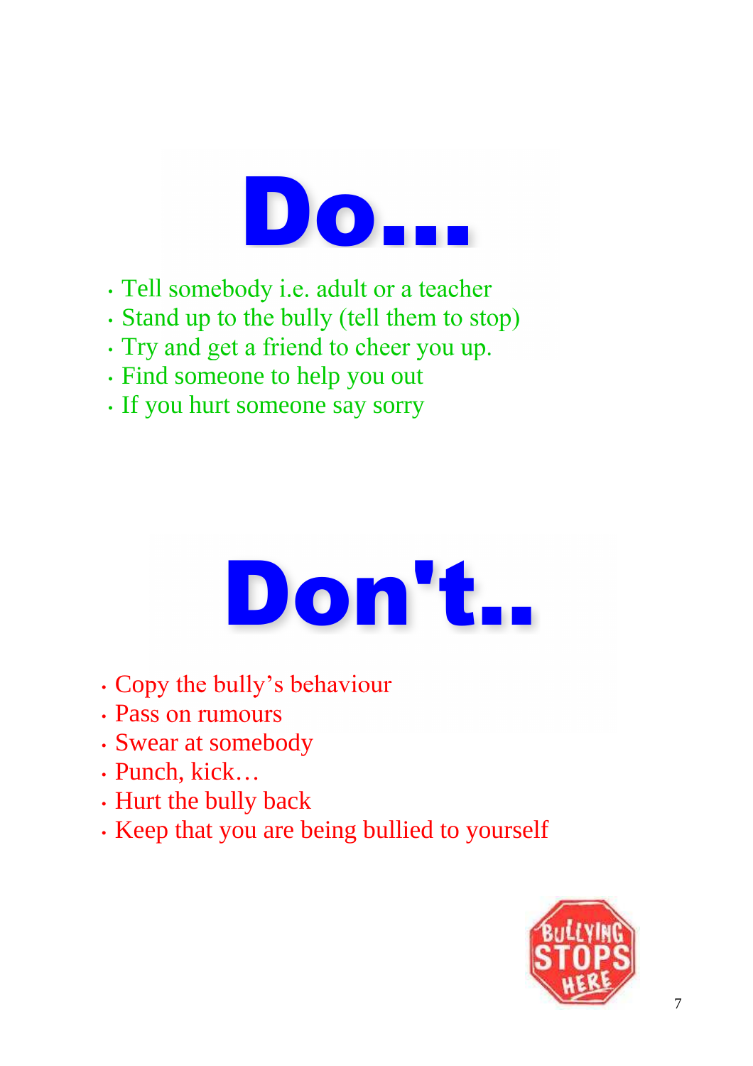# Do...

- Tell somebody i.e. adult or a teacher
- Stand up to the bully (tell them to stop)
- Try and get a friend to cheer you up.
- Find someone to help you out
- If you hurt someone say sorry

# Don't..

- Copy the bully's behaviour
- Pass on rumours
- Swear at somebody
- Punch, kick…
- Hurt the bully back
- Keep that you are being bullied to yourself